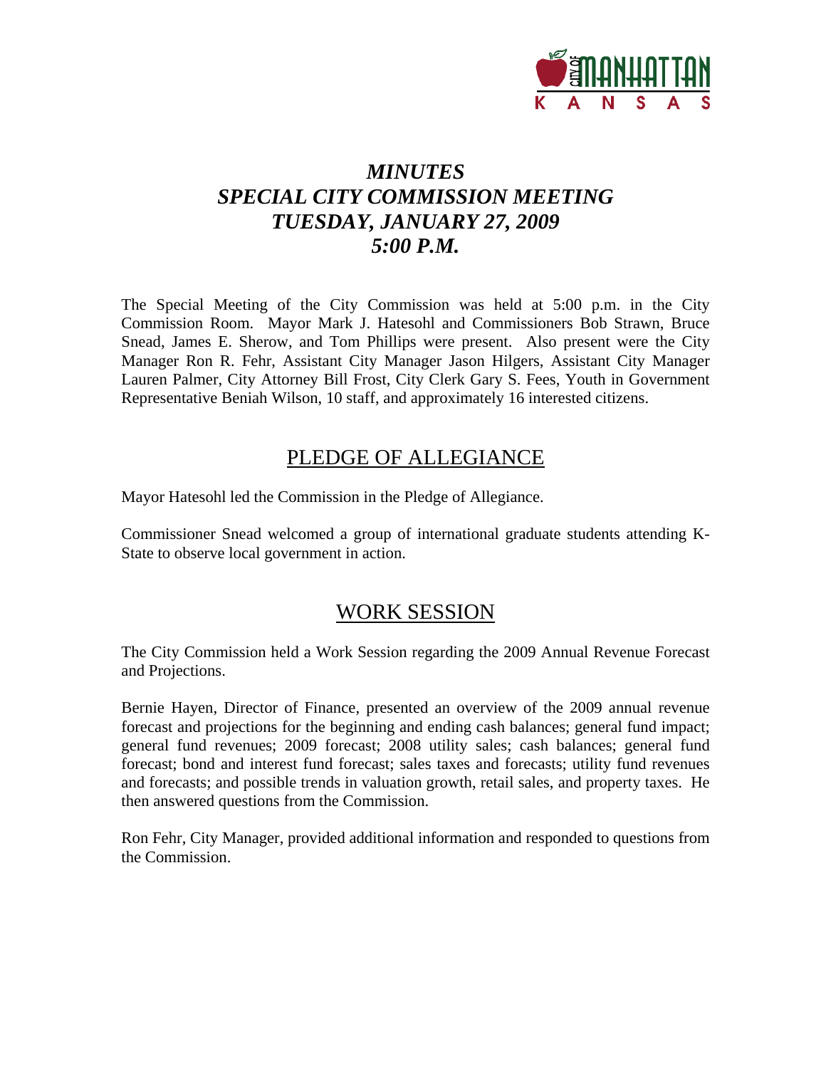# *MINUTES*
# *SPECIAL CITY COMMISSION MEETING*
# *TUESDAY, JANUARY 27, 2009*
# *5:00 P.M.*

The Special Meeting of the City Commission was held at 5:00 p.m. in the City Commission Room. Mayor Mark J. Hatesohl and Commissioners Bob Strawn, Bruce Snead, James E. Sherow, and Tom Phillips were present. Also present were the City Manager Ron R. Fehr, Assistant City Manager Jason Hilgers, Assistant City Manager Lauren Palmer, City Attorney Bill Frost, City Clerk Gary S. Fees, Youth in Government Representative Beniah Wilson, 10 staff, and approximately 16 interested citizens.

## PLEDGE OF ALLEGIANCE

Mayor Hatesohl led the Commission in the Pledge of Allegiance.

Commissioner Snead welcomed a group of international graduate students attending K-State to observe local government in action.

## WORK SESSION

The City Commission held a Work Session regarding the 2009 Annual Revenue Forecast and Projections.

Bernie Hayen, Director of Finance, presented an overview of the 2009 annual revenue forecast and projections for the beginning and ending cash balances; general fund impact; general fund revenues; 2009 forecast; 2008 utility sales; cash balances; general fund forecast; bond and interest fund forecast; sales taxes and forecasts; utility fund revenues and forecasts; and possible trends in valuation growth, retail sales, and property taxes. He then answered questions from the Commission.

Ron Fehr, City Manager, provided additional information and responded to questions from the Commission.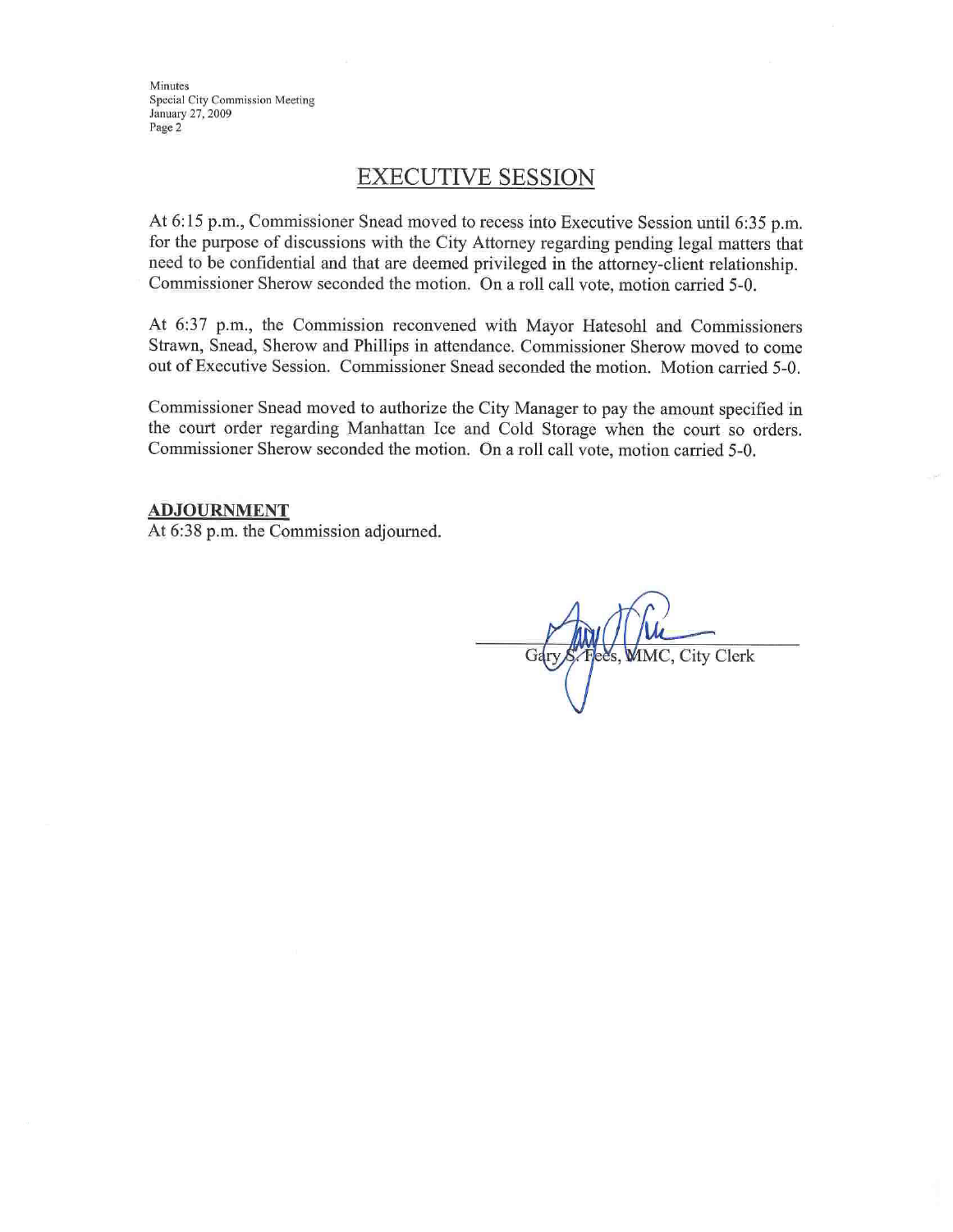## EXECUTIVE SESSION

At 6:15 p.m., Commissioner Snead moved to recess into Executive Session until 6:35 p.m. for the purpose of discussions with the City Attorney regarding pending legal matters that need to be confidential and that are deemed privileged in the attorney-client relationship. Commissioner Sherow seconded the motion. On a roll call vote, motion carried 5-0.

At 6:37 p.m., the Commission reconvened with Mayor Hatesohl and Commissioners Strawn, Snead, Sherow and Phillips in attendance. Commissioner Sherow moved to come out of Executive Session. Commissioner Snead seconded the motion. Motion carried 5-0.

Commissioner Snead moved to authorize the City Manager to pay the amount specified in the court order regarding Manhattan Ice and Cold Storage when the court so orders. Commissioner Sherow seconded the motion. On a roll call vote, motion carried 5-0.

**ADJOURNMENT**

At 6:38 p.m. the Commission adjourned.

Gary S. Fees, MMC, City Clerk